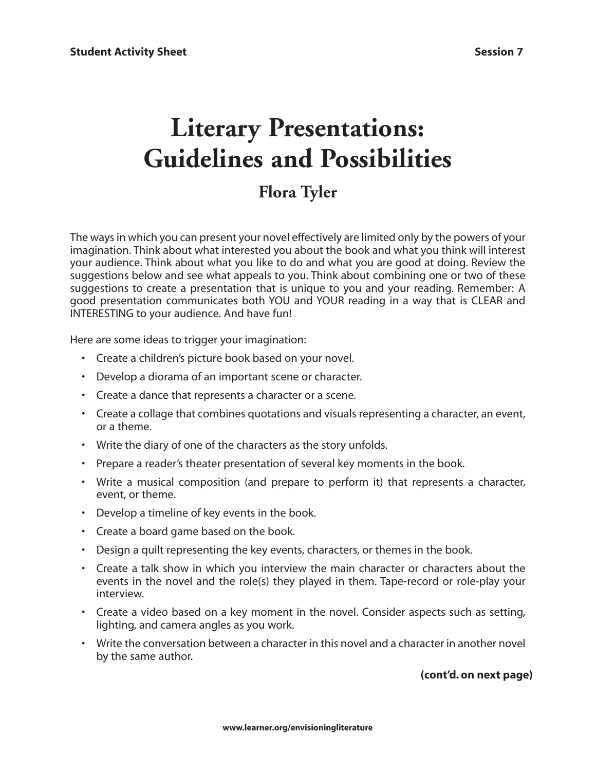# Literary Presentations: Guidelines and Possibilities

## Flora Tyler

The ways in which you can present your novel effectively are limited only by the powers of your imagination. Think about what interested you about the book and what you think will interest your audience. Think about what you like to do and what you are good at doing. Review the suggestions below and see what appeals to you. Think about combining one or two of these suggestions to create a presentation that is unique to you and your reading. Remember: A good presentation communicates both YOU and YOUR reading in a way that is CLEAR and INTERESTING to your audience. And have fun!

Here are some ideas to trigger your imagination:

- Create a children's picture book based on your novel.
- Develop a diorama of an important scene or character.
- Create a dance that represents a character or a scene.
- Create a collage that combines quotations and visuals representing a character, an event, or a theme.
- Write the diary of one of the characters as the story unfolds.
- Prepare a reader's theater presentation of several key moments in the book.
- Write a musical composition (and prepare to perform it) that represents a character, event, or theme.
- Develop a timeline of key events in the book.
- Create a board game based on the book.
- Design a quilt representing the key events, characters, or themes in the book.
- Create a talk show in which you interview the main character or characters about the events in the novel and the role(s) they played in them. Tape-record or role-play your interview.
- Create a video based on a key moment in the novel. Consider aspects such as setting, lighting, and camera angles as you work.
- Write the conversation between a character in this novel and a character in another novel by the same author.

**(cont'd. on next page)**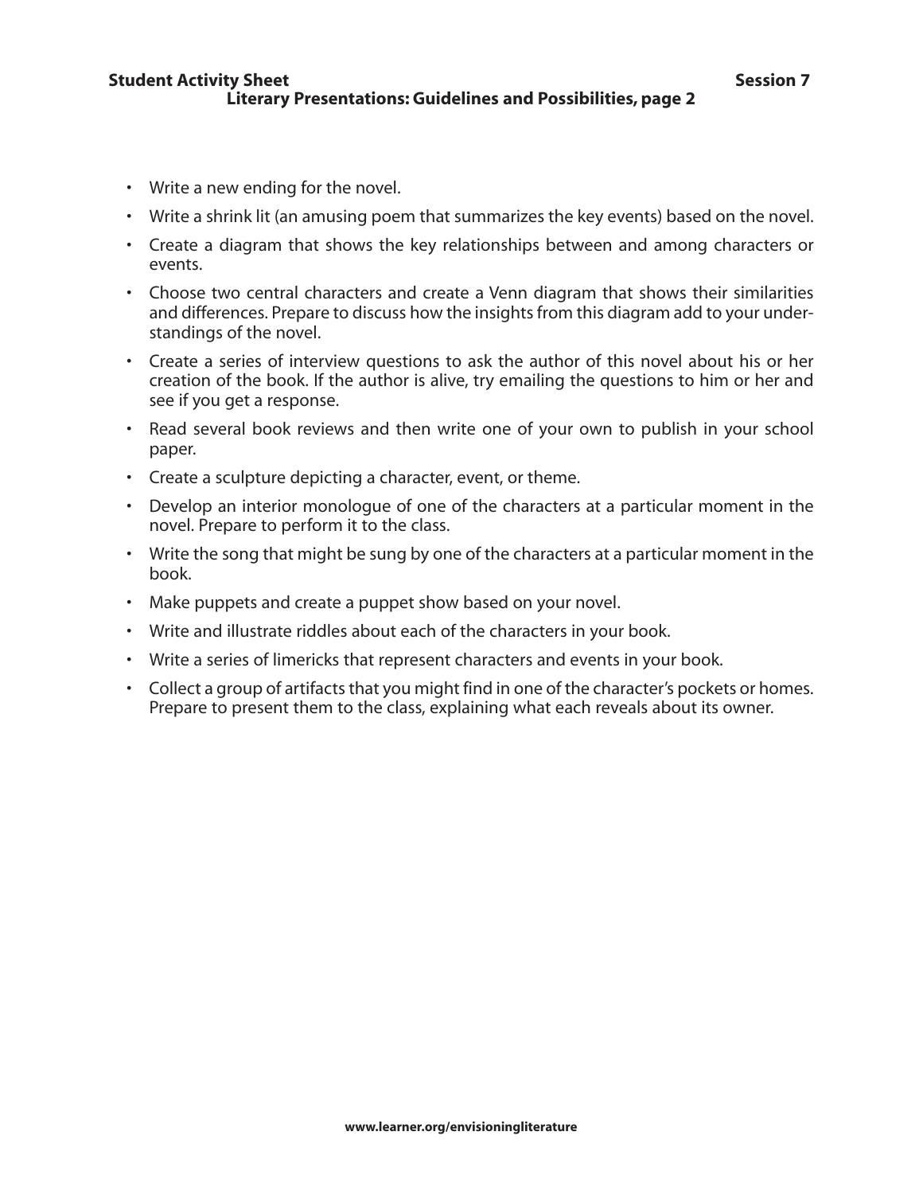- Write a new ending for the novel.
- Write a shrink lit (an amusing poem that summarizes the key events) based on the novel.
- Create a diagram that shows the key relationships between and among characters or events.
- Choose two central characters and create a Venn diagram that shows their similarities and differences. Prepare to discuss how the insights from this diagram add to your understandings of the novel.
- Create a series of interview questions to ask the author of this novel about his or her creation of the book. If the author is alive, try emailing the questions to him or her and see if you get a response.
- Read several book reviews and then write one of your own to publish in your school paper.
- Create a sculpture depicting a character, event, or theme.
- Develop an interior monologue of one of the characters at a particular moment in the novel. Prepare to perform it to the class.
- Write the song that might be sung by one of the characters at a particular moment in the book.
- Make puppets and create a puppet show based on your novel.
- Write and illustrate riddles about each of the characters in your book.
- Write a series of limericks that represent characters and events in your book.
- Collect a group of artifacts that you might find in one of the character's pockets or homes. Prepare to present them to the class, explaining what each reveals about its owner.